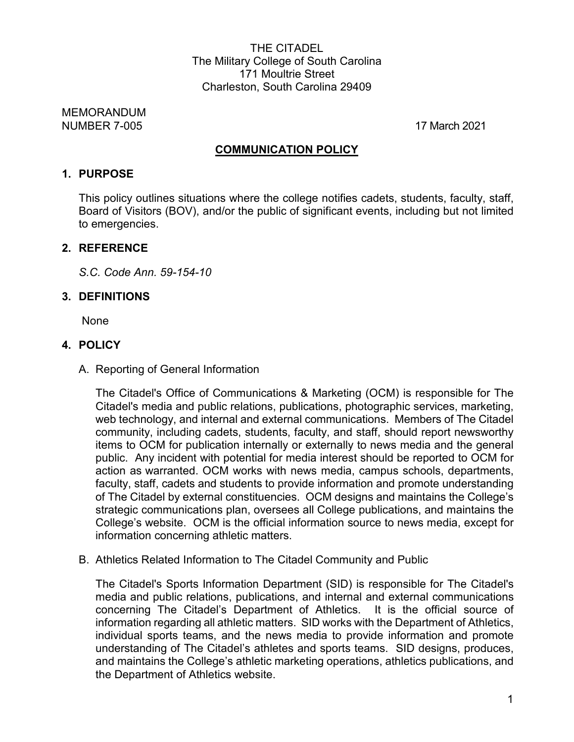THE CITADEL
The Military College of South Carolina
171 Moultrie Street
Charleston, South Carolina 29409

MEMORANDUM
NUMBER 7-005 17 March 2021

## COMMUNICATION POLICY

### 1. PURPOSE

This policy outlines situations where the college notifies cadets, students, faculty, staff, Board of Visitors (BOV), and/or the public of significant events, including but not limited to emergencies.

### 2. REFERENCE

*S.C. Code Ann. 59-154-10*

### 3. DEFINITIONS

None

### 4. POLICY

A. Reporting of General Information

The Citadel's Office of Communications & Marketing (OCM) is responsible for The Citadel's media and public relations, publications, photographic services, marketing, web technology, and internal and external communications. Members of The Citadel community, including cadets, students, faculty, and staff, should report newsworthy items to OCM for publication internally or externally to news media and the general public. Any incident with potential for media interest should be reported to OCM for action as warranted. OCM works with news media, campus schools, departments, faculty, staff, cadets and students to provide information and promote understanding of The Citadel by external constituencies. OCM designs and maintains the College's strategic communications plan, oversees all College publications, and maintains the College's website. OCM is the official information source to news media, except for information concerning athletic matters.

B. Athletics Related Information to The Citadel Community and Public

The Citadel's Sports Information Department (SID) is responsible for The Citadel's media and public relations, publications, and internal and external communications concerning The Citadel's Department of Athletics. It is the official source of information regarding all athletic matters. SID works with the Department of Athletics, individual sports teams, and the news media to provide information and promote understanding of The Citadel's athletes and sports teams. SID designs, produces, and maintains the College's athletic marketing operations, athletics publications, and the Department of Athletics website.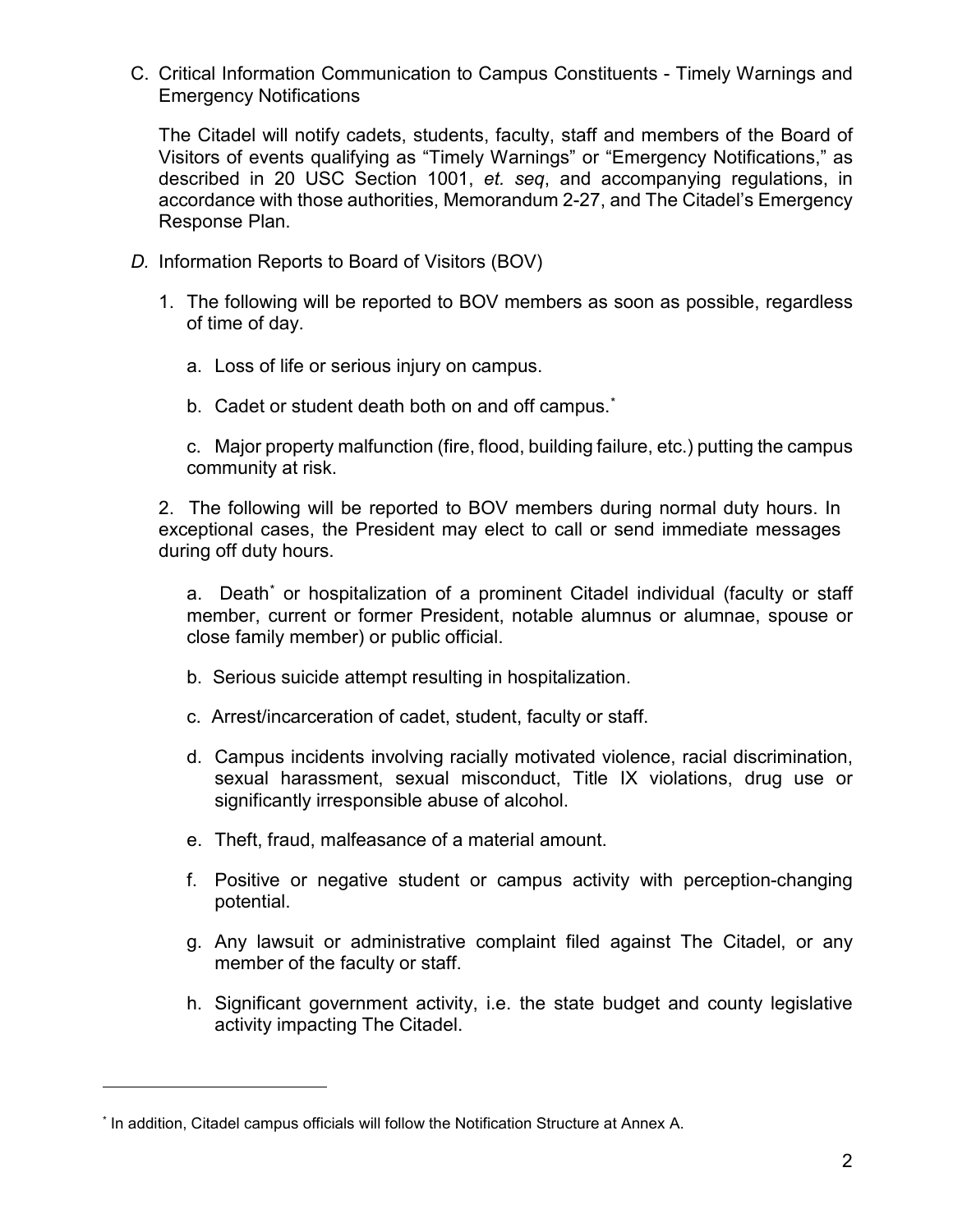C. Critical Information Communication to Campus Constituents - Timely Warnings and Emergency Notifications

The Citadel will notify cadets, students, faculty, staff and members of the Board of Visitors of events qualifying as "Timely Warnings" or "Emergency Notifications," as described in 20 USC Section 1001, *et. seq*, and accompanying regulations, in accordance with those authorities, Memorandum 2-27, and The Citadel's Emergency Response Plan.

*D.* Information Reports to Board of Visitors (BOV)

1. The following will be reported to BOV members as soon as possible, regardless of time of day.

   a. Loss of life or serious injury on campus.

   b. Cadet or student death both on and off campus.*

   c. Major property malfunction (fire, flood, building failure, etc.) putting the campus community at risk.

2. The following will be reported to BOV members during normal duty hours. In exceptional cases, the President may elect to call or send immediate messages during off duty hours.

   a. Death* or hospitalization of a prominent Citadel individual (faculty or staff member, current or former President, notable alumnus or alumnae, spouse or close family member) or public official.

   b. Serious suicide attempt resulting in hospitalization.

   c. Arrest/incarceration of cadet, student, faculty or staff.

   d. Campus incidents involving racially motivated violence, racial discrimination, sexual harassment, sexual misconduct, Title IX violations, drug use or significantly irresponsible abuse of alcohol.

   e. Theft, fraud, malfeasance of a material amount.

   f. Positive or negative student or campus activity with perception-changing potential.

   g. Any lawsuit or administrative complaint filed against The Citadel, or any member of the faculty or staff.

   h. Significant government activity, i.e. the state budget and county legislative activity impacting The Citadel.

---

* In addition, Citadel campus officials will follow the Notification Structure at Annex A.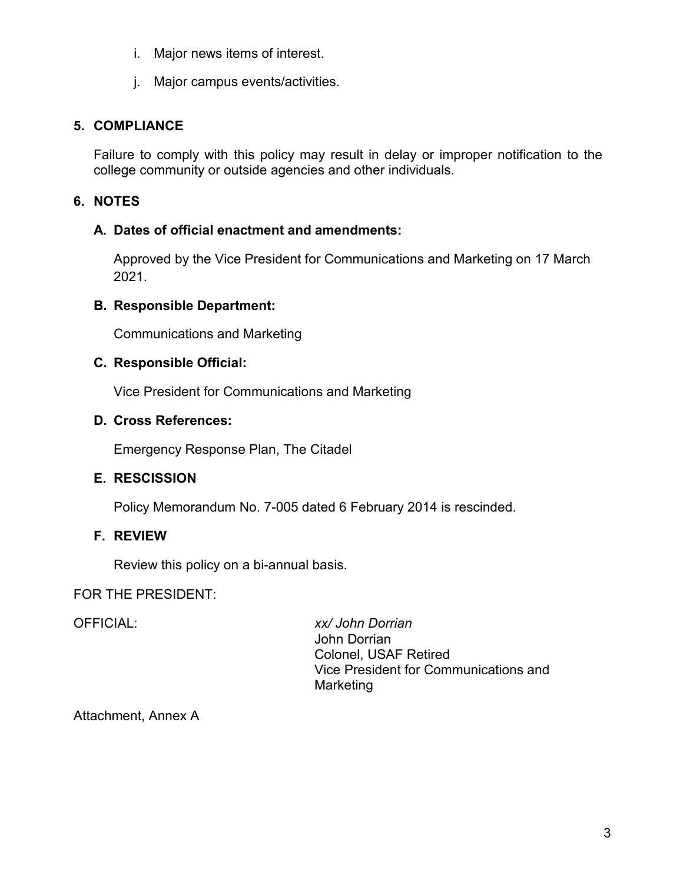i. Major news items of interest.

j. Major campus events/activities.

## 5. COMPLIANCE

Failure to comply with this policy may result in delay or improper notification to the college community or outside agencies and other individuals.

## 6. NOTES

### A. Dates of official enactment and amendments:

Approved by the Vice President for Communications and Marketing on 17 March 2021.

### B. Responsible Department:

Communications and Marketing

### C. Responsible Official:

Vice President for Communications and Marketing

### D. Cross References:

Emergency Response Plan, The Citadel

### E. RESCISSION

Policy Memorandum No. 7-005 dated 6 February 2014 is rescinded.

### F. REVIEW

Review this policy on a bi-annual basis.

FOR THE PRESIDENT:

OFFICIAL:

*xx/ John Dorrian*
John Dorrian
Colonel, USAF Retired
Vice President for Communications and Marketing

Attachment, Annex A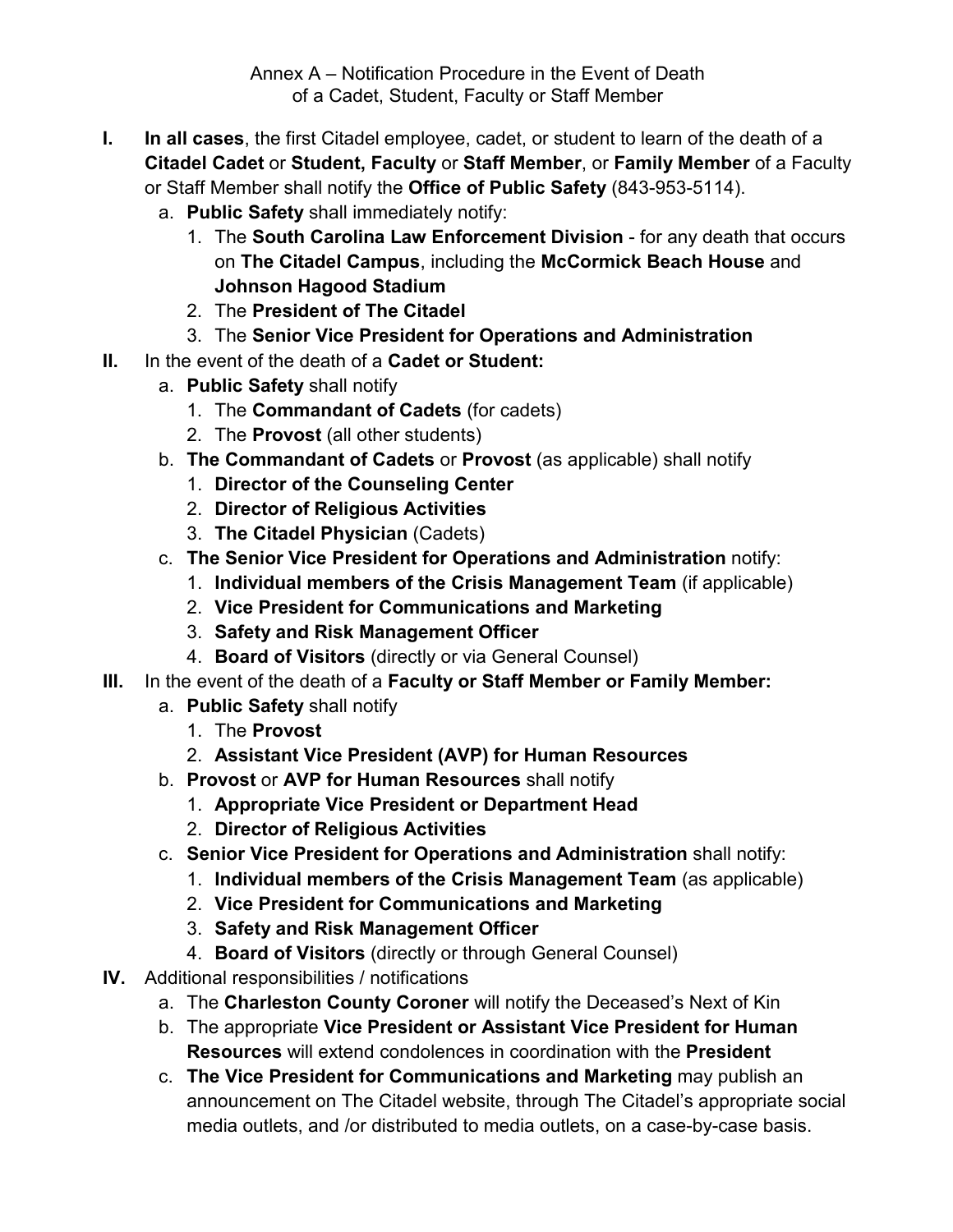Annex A – Notification Procedure in the Event of Death of a Cadet, Student, Faculty or Staff Member

**I.** **In all cases**, the first Citadel employee, cadet, or student to learn of the death of a **Citadel Cadet** or **Student, Faculty** or **Staff Member**, or **Family Member** of a Faculty or Staff Member shall notify the **Office of Public Safety** (843-953-5114).

   a. **Public Safety** shall immediately notify:
      1. The **South Carolina Law Enforcement Division** - for any death that occurs on **The Citadel Campus**, including the **McCormick Beach House** and **Johnson Hagood Stadium**
      2. The **President of The Citadel**
      3. The **Senior Vice President for Operations and Administration**

**II.** In the event of the death of a **Cadet or Student:**

   a. **Public Safety** shall notify
      1. The **Commandant of Cadets** (for cadets)
      2. The **Provost** (all other students)

   b. **The Commandant of Cadets** or **Provost** (as applicable) shall notify
      1. **Director of the Counseling Center**
      2. **Director of Religious Activities**
      3. **The Citadel Physician** (Cadets)

   c. **The Senior Vice President for Operations and Administration** notify:
      1. **Individual members of the Crisis Management Team** (if applicable)
      2. **Vice President for Communications and Marketing**
      3. **Safety and Risk Management Officer**
      4. **Board of Visitors** (directly or via General Counsel)

**III.** In the event of the death of a **Faculty or Staff Member or Family Member:**

   a. **Public Safety** shall notify
      1. The **Provost**
      2. **Assistant Vice President (AVP) for Human Resources**

   b. **Provost** or **AVP for Human Resources** shall notify
      1. **Appropriate Vice President or Department Head**
      2. **Director of Religious Activities**

   c. **Senior Vice President for Operations and Administration** shall notify:
      1. **Individual members of the Crisis Management Team** (as applicable)
      2. **Vice President for Communications and Marketing**
      3. **Safety and Risk Management Officer**
      4. **Board of Visitors** (directly or through General Counsel)

**IV.** Additional responsibilities / notifications

   a. The **Charleston County Coroner** will notify the Deceased's Next of Kin

   b. The appropriate **Vice President or Assistant Vice President for Human Resources** will extend condolences in coordination with the **President**

   c. **The Vice President for Communications and Marketing** may publish an announcement on The Citadel website, through The Citadel's appropriate social media outlets, and /or distributed to media outlets, on a case-by-case basis.